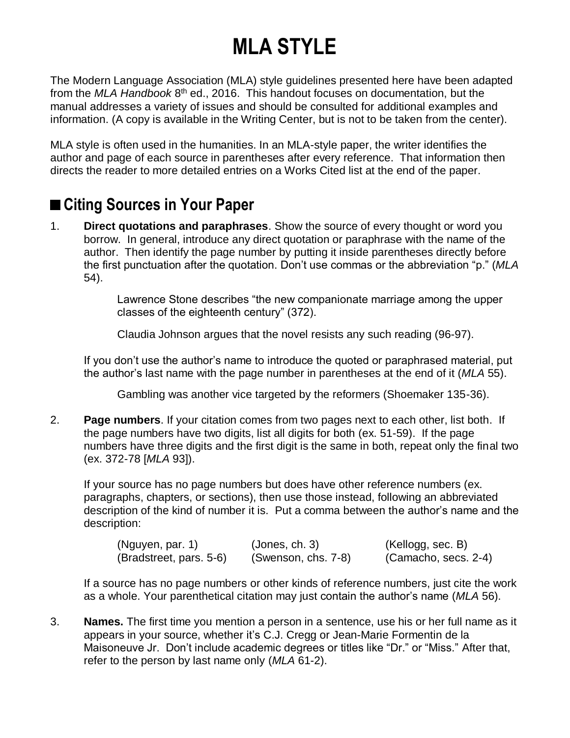# MLA STYLE

The Modern Language Association (MLA) style guidelines presented here have been adapted from the *MLA Handbook* 8th ed., 2016. This handout focuses on documentation, but the manual addresses a variety of issues and should be consulted for additional examples and information. (A copy is available in the Writing Center, but is not to be taken from the center).

MLA style is often used in the humanities. In an MLA-style paper, the writer identifies the author and page of each source in parentheses after every reference. That information then directs the reader to more detailed entries on a Works Cited list at the end of the paper.

## ■ Citing Sources in Your Paper

1. **Direct quotations and paraphrases**. Show the source of every thought or word you borrow. In general, introduce any direct quotation or paraphrase with the name of the author. Then identify the page number by putting it inside parentheses directly before the first punctuation after the quotation. Don't use commas or the abbreviation "p." (*MLA* 54).

   > Lawrence Stone describes "the new companionate marriage among the upper classes of the eighteenth century" (372).
   >
   > Claudia Johnson argues that the novel resists any such reading (96-97).

   If you don't use the author's name to introduce the quoted or paraphrased material, put the author's last name with the page number in parentheses at the end of it (*MLA* 55).

   > Gambling was another vice targeted by the reformers (Shoemaker 135-36).

2. **Page numbers**. If your citation comes from two pages next to each other, list both. If the page numbers have two digits, list all digits for both (ex. 51-59). If the page numbers have three digits and the first digit is the same in both, repeat only the final two (ex. 372-78 [*MLA* 93]).

   If your source has no page numbers but does have other reference numbers (ex. paragraphs, chapters, or sections), then use those instead, following an abbreviated description of the kind of number it is. Put a comma between the author's name and the description:

   | | | |
   |---|---|---|
   | (Nguyen, par. 1) | (Jones, ch. 3) | (Kellogg, sec. B) |
   | (Bradstreet, pars. 5-6) | (Swenson, chs. 7-8) | (Camacho, secs. 2-4) |

   If a source has no page numbers or other kinds of reference numbers, just cite the work as a whole. Your parenthetical citation may just contain the author's name (*MLA* 56).

3. **Names.** The first time you mention a person in a sentence, use his or her full name as it appears in your source, whether it's C.J. Cregg or Jean-Marie Formentin de la Maisoneuve Jr. Don't include academic degrees or titles like "Dr." or "Miss." After that, refer to the person by last name only (*MLA* 61-2).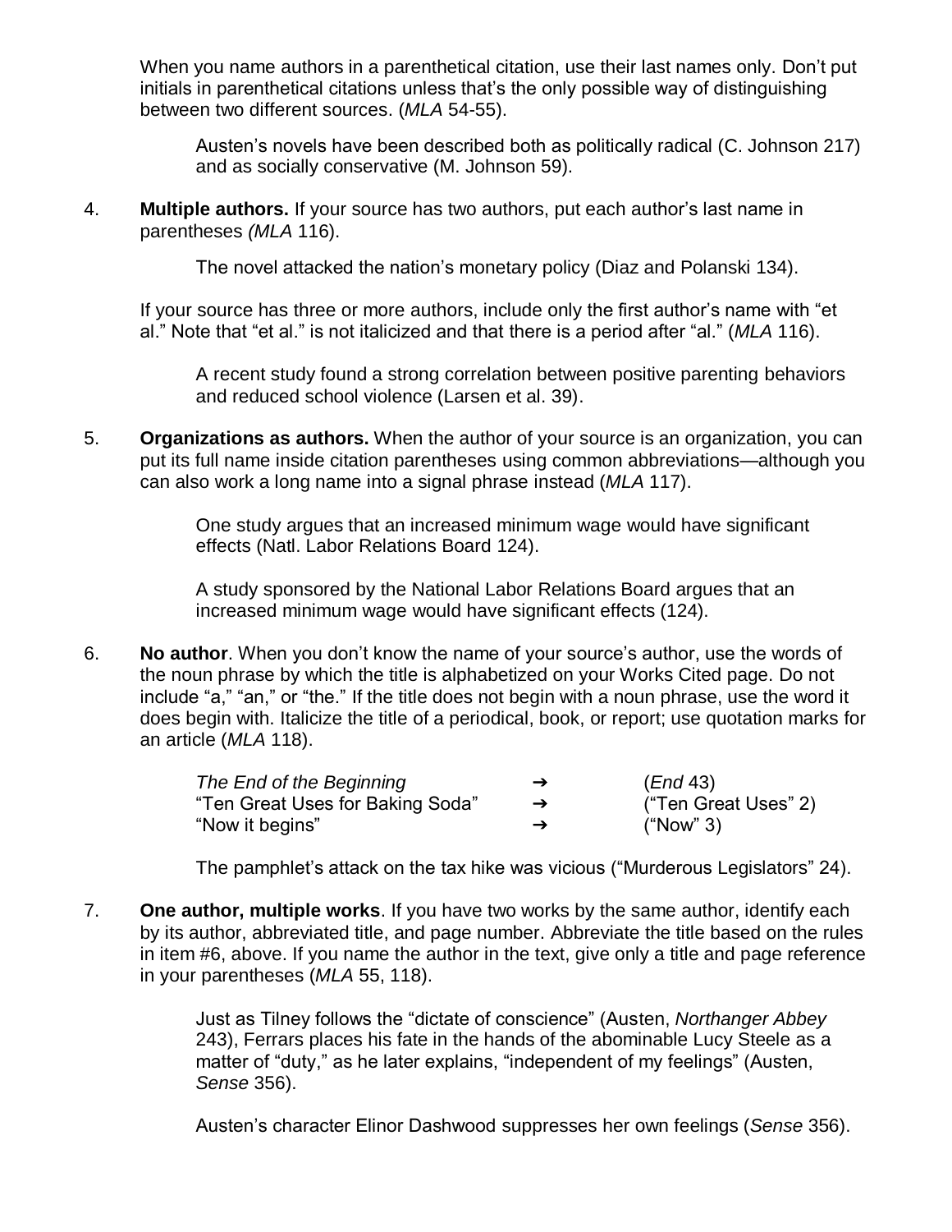When you name authors in a parenthetical citation, use their last names only. Don't put initials in parenthetical citations unless that's the only possible way of distinguishing between two different sources. (*MLA* 54-55).

> Austen's novels have been described both as politically radical (C. Johnson 217) and as socially conservative (M. Johnson 59).

4. **Multiple authors.** If your source has two authors, put each author's last name in parentheses *(MLA* 116).

   > The novel attacked the nation's monetary policy (Diaz and Polanski 134).

   If your source has three or more authors, include only the first author's name with "et al." Note that "et al." is not italicized and that there is a period after "al." (*MLA* 116).

   > A recent study found a strong correlation between positive parenting behaviors and reduced school violence (Larsen et al. 39).

5. **Organizations as authors.** When the author of your source is an organization, you can put its full name inside citation parentheses using common abbreviations—although you can also work a long name into a signal phrase instead (*MLA* 117).

   > One study argues that an increased minimum wage would have significant effects (Natl. Labor Relations Board 124).

   > A study sponsored by the National Labor Relations Board argues that an increased minimum wage would have significant effects (124).

6. **No author**. When you don't know the name of your source's author, use the words of the noun phrase by which the title is alphabetized on your Works Cited page. Do not include "a," "an," or "the." If the title does not begin with a noun phrase, use the word it does begin with. Italicize the title of a periodical, book, or report; use quotation marks for an article (*MLA* 118).

   | | | |
   |---|---|---|
   | *The End of the Beginning* | ➔ | (*End* 43) |
   | "Ten Great Uses for Baking Soda" | ➔ | ("Ten Great Uses" 2) |
   | "Now it begins" | ➔ | ("Now" 3) |

   > The pamphlet's attack on the tax hike was vicious ("Murderous Legislators" 24).

7. **One author, multiple works**. If you have two works by the same author, identify each by its author, abbreviated title, and page number. Abbreviate the title based on the rules in item #6, above. If you name the author in the text, give only a title and page reference in your parentheses (*MLA* 55, 118).

   > Just as Tilney follows the "dictate of conscience" (Austen, *Northanger Abbey* 243), Ferrars places his fate in the hands of the abominable Lucy Steele as a matter of "duty," as he later explains, "independent of my feelings" (Austen, *Sense* 356).

   > Austen's character Elinor Dashwood suppresses her own feelings (*Sense* 356).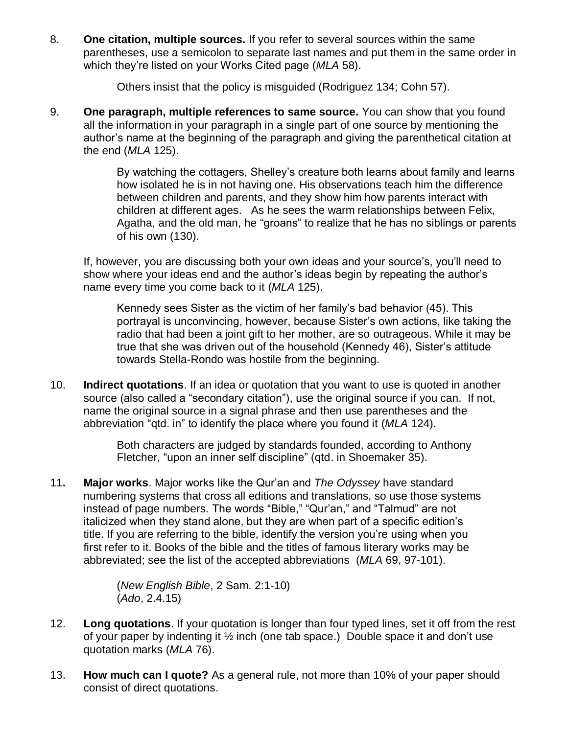8. **One citation, multiple sources.** If you refer to several sources within the same parentheses, use a semicolon to separate last names and put them in the same order in which they're listed on your Works Cited page (*MLA* 58).

   > Others insist that the policy is misguided (Rodriguez 134; Cohn 57).

9. **One paragraph, multiple references to same source.** You can show that you found all the information in your paragraph in a single part of one source by mentioning the author's name at the beginning of the paragraph and giving the parenthetical citation at the end (*MLA* 125).

   > By watching the cottagers, Shelley's creature both learns about family and learns how isolated he is in not having one. His observations teach him the difference between children and parents, and they show him how parents interact with children at different ages. As he sees the warm relationships between Felix, Agatha, and the old man, he "groans" to realize that he has no siblings or parents of his own (130).

   If, however, you are discussing both your own ideas and your source's, you'll need to show where your ideas end and the author's ideas begin by repeating the author's name every time you come back to it (*MLA* 125).

   > Kennedy sees Sister as the victim of her family's bad behavior (45). This portrayal is unconvincing, however, because Sister's own actions, like taking the radio that had been a joint gift to her mother, are so outrageous. While it may be true that she was driven out of the household (Kennedy 46), Sister's attitude towards Stella-Rondo was hostile from the beginning.

10. **Indirect quotations**. If an idea or quotation that you want to use is quoted in another source (also called a "secondary citation"), use the original source if you can. If not, name the original source in a signal phrase and then use parentheses and the abbreviation "qtd. in" to identify the place where you found it (*MLA* 124).

    > Both characters are judged by standards founded, according to Anthony Fletcher, "upon an inner self discipline" (qtd. in Shoemaker 35).

11. **Major works**. Major works like the Qur'an and *The Odyssey* have standard numbering systems that cross all editions and translations, so use those systems instead of page numbers. The words "Bible," "Qur'an," and "Talmud" are not italicized when they stand alone, but they are when part of a specific edition's title. If you are referring to the bible, identify the version you're using when you first refer to it. Books of the bible and the titles of famous literary works may be abbreviated; see the list of the accepted abbreviations (*MLA* 69, 97-101).

    > (*New English Bible*, 2 Sam. 2:1-10)
    > (*Ado*, 2.4.15)

12. **Long quotations**. If your quotation is longer than four typed lines, set it off from the rest of your paper by indenting it ½ inch (one tab space.) Double space it and don't use quotation marks (*MLA* 76).

13. **How much can I quote?** As a general rule, not more than 10% of your paper should consist of direct quotations.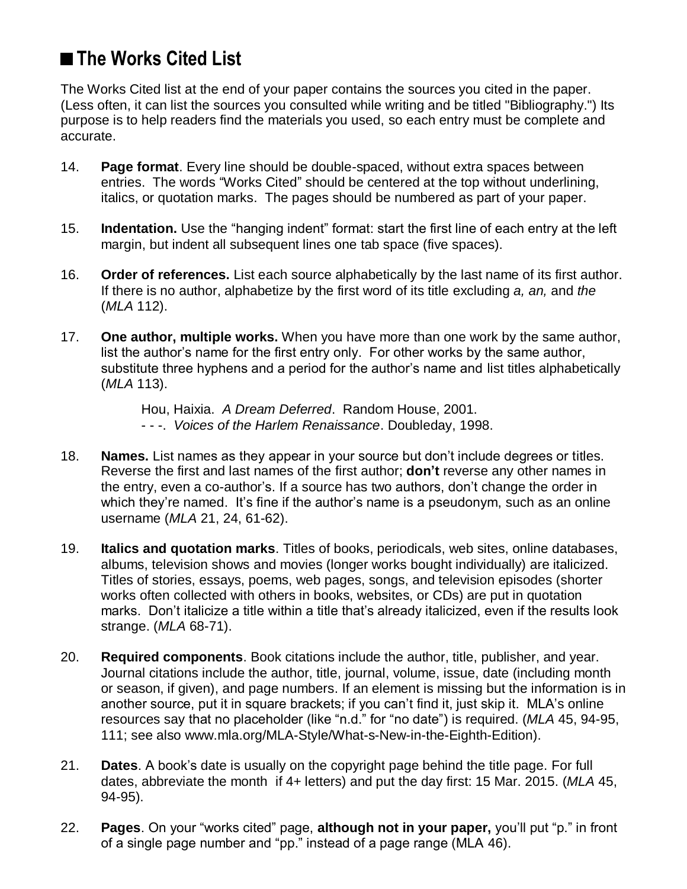## ■ The Works Cited List

The Works Cited list at the end of your paper contains the sources you cited in the paper. (Less often, it can list the sources you consulted while writing and be titled "Bibliography.") Its purpose is to help readers find the materials you used, so each entry must be complete and accurate.

14. **Page format**. Every line should be double-spaced, without extra spaces between entries. The words "Works Cited" should be centered at the top without underlining, italics, or quotation marks. The pages should be numbered as part of your paper.

15. **Indentation.** Use the "hanging indent" format: start the first line of each entry at the left margin, but indent all subsequent lines one tab space (five spaces).

16. **Order of references.** List each source alphabetically by the last name of its first author. If there is no author, alphabetize by the first word of its title excluding *a, an,* and *the* (*MLA* 112).

17. **One author, multiple works.** When you have more than one work by the same author, list the author's name for the first entry only. For other works by the same author, substitute three hyphens and a period for the author's name and list titles alphabetically (*MLA* 113).

    Hou, Haixia. *A Dream Deferred*. Random House, 2001.
    - - -. *Voices of the Harlem Renaissance*. Doubleday, 1998.

18. **Names.** List names as they appear in your source but don't include degrees or titles. Reverse the first and last names of the first author; **don't** reverse any other names in the entry, even a co-author's. If a source has two authors, don't change the order in which they're named. It's fine if the author's name is a pseudonym, such as an online username (*MLA* 21, 24, 61-62).

19. **Italics and quotation marks**. Titles of books, periodicals, web sites, online databases, albums, television shows and movies (longer works bought individually) are italicized. Titles of stories, essays, poems, web pages, songs, and television episodes (shorter works often collected with others in books, websites, or CDs) are put in quotation marks. Don't italicize a title within a title that's already italicized, even if the results look strange. (*MLA* 68-71).

20. **Required components**. Book citations include the author, title, publisher, and year. Journal citations include the author, title, journal, volume, issue, date (including month or season, if given), and page numbers. If an element is missing but the information is in another source, put it in square brackets; if you can't find it, just skip it. MLA's online resources say that no placeholder (like "n.d." for "no date") is required. (*MLA* 45, 94-95, 111; see also www.mla.org/MLA-Style/What-s-New-in-the-Eighth-Edition).

21. **Dates**. A book's date is usually on the copyright page behind the title page. For full dates, abbreviate the month if 4+ letters) and put the day first: 15 Mar. 2015. (*MLA* 45, 94-95).

22. **Pages**. On your "works cited" page, **although not in your paper,** you'll put "p." in front of a single page number and "pp." instead of a page range (MLA 46).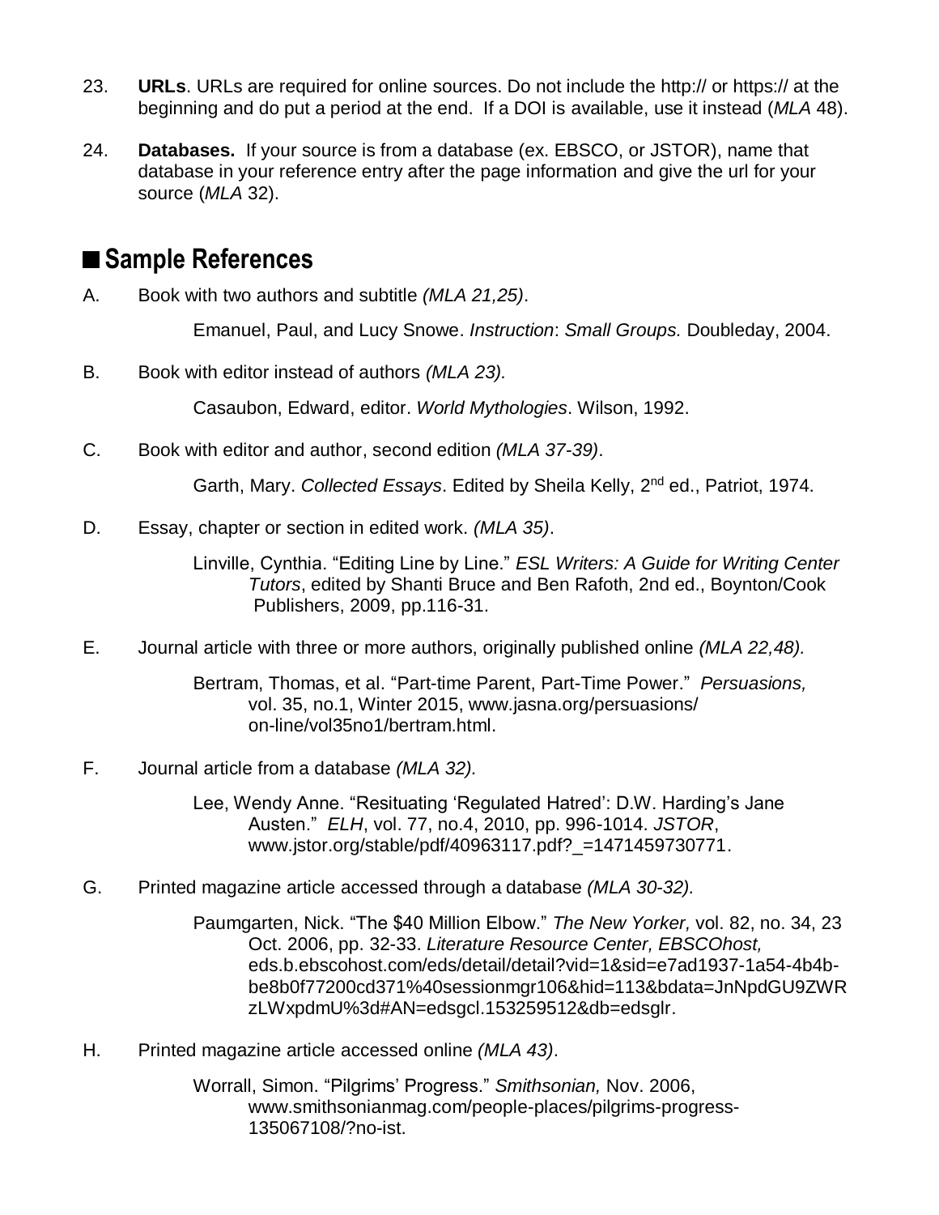23. **URLs**. URLs are required for online sources. Do not include the http:// or https:// at the beginning and do put a period at the end. If a DOI is available, use it instead (*MLA* 48).

24. **Databases.** If your source is from a database (ex. EBSCO, or JSTOR), name that database in your reference entry after the page information and give the url for your source (*MLA* 32).

## ■ Sample References

A. Book with two authors and subtitle *(MLA 21,25)*.

> Emanuel, Paul, and Lucy Snowe. *Instruction*: *Small Groups.* Doubleday, 2004.

B. Book with editor instead of authors *(MLA 23).*

> Casaubon, Edward, editor. *World Mythologies*. Wilson, 1992.

C. Book with editor and author, second edition *(MLA 37-39)*.

> Garth, Mary. *Collected Essays*. Edited by Sheila Kelly, 2nd ed., Patriot, 1974.

D. Essay, chapter or section in edited work. *(MLA 35)*.

> Linville, Cynthia. "Editing Line by Line." *ESL Writers: A Guide for Writing Center Tutors*, edited by Shanti Bruce and Ben Rafoth, 2nd ed., Boynton/Cook Publishers, 2009, pp.116-31.

E. Journal article with three or more authors, originally published online *(MLA 22,48).*

> Bertram, Thomas, et al. "Part-time Parent, Part-Time Power." *Persuasions,* vol. 35, no.1, Winter 2015, www.jasna.org/persuasions/ on-line/vol35no1/bertram.html.

F. Journal article from a database *(MLA 32).*

> Lee, Wendy Anne. "Resituating 'Regulated Hatred': D.W. Harding's Jane Austen." *ELH*, vol. 77, no.4, 2010, pp. 996-1014. *JSTOR*, www.jstor.org/stable/pdf/40963117.pdf?_=1471459730771.

G. Printed magazine article accessed through a database *(MLA 30-32).*

> Paumgarten, Nick. "The $40 Million Elbow." *The New Yorker,* vol. 82, no. 34, 23 Oct. 2006, pp. 32-33. *Literature Resource Center, EBSCOhost,* eds.b.ebscohost.com/eds/detail/detail?vid=1&sid=e7ad1937-1a54-4b4b-be8b0f77200cd371%40sessionmgr106&hid=113&bdata=JnNpdGU9ZWRzLWxpdmU%3d#AN=edsgcl.153259512&db=edsglr.

H. Printed magazine article accessed online *(MLA 43)*.

> Worrall, Simon. "Pilgrims' Progress." *Smithsonian,* Nov. 2006, www.smithsonianmag.com/people-places/pilgrims-progress-135067108/?no-ist.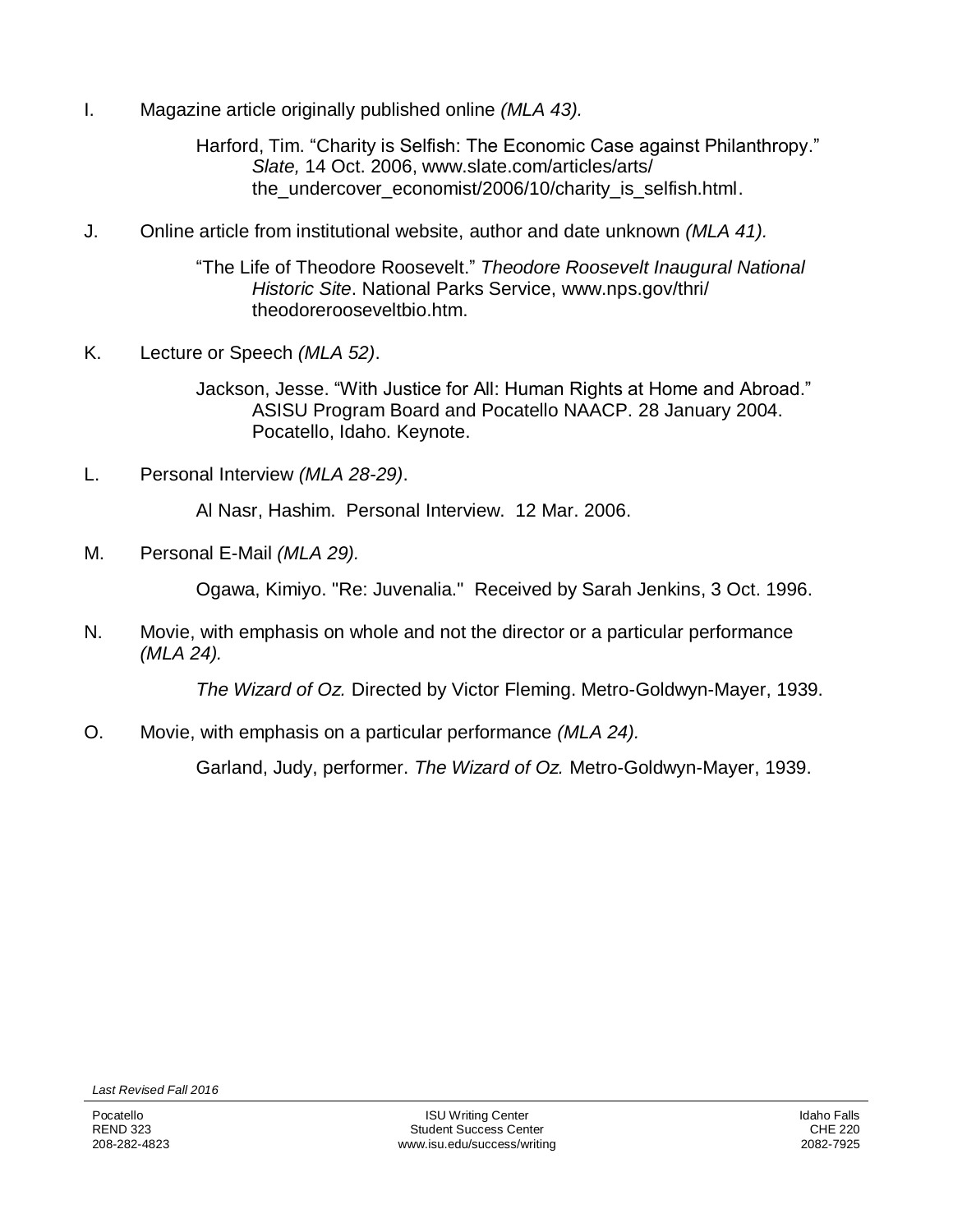I. Magazine article originally published online *(MLA 43).*

> Harford, Tim. "Charity is Selfish: The Economic Case against Philanthropy." *Slate,* 14 Oct. 2006, www.slate.com/articles/arts/the_undercover_economist/2006/10/charity_is_selfish.html.

J. Online article from institutional website, author and date unknown *(MLA 41).*

> "The Life of Theodore Roosevelt." *Theodore Roosevelt Inaugural National Historic Site*. National Parks Service, www.nps.gov/thri/theodorerooseveltbio.htm.

K. Lecture or Speech *(MLA 52)*.

> Jackson, Jesse. "With Justice for All: Human Rights at Home and Abroad." ASISU Program Board and Pocatello NAACP. 28 January 2004. Pocatello, Idaho. Keynote.

L. Personal Interview *(MLA 28-29)*.

> Al Nasr, Hashim. Personal Interview. 12 Mar. 2006.

M. Personal E-Mail *(MLA 29).*

> Ogawa, Kimiyo. "Re: Juvenalia." Received by Sarah Jenkins, 3 Oct. 1996.

N. Movie, with emphasis on whole and not the director or a particular performance *(MLA 24).*

> *The Wizard of Oz.* Directed by Victor Fleming. Metro-Goldwyn-Mayer, 1939.

O. Movie, with emphasis on a particular performance *(MLA 24).*

> Garland, Judy, performer. *The Wizard of Oz.* Metro-Goldwyn-Mayer, 1939.

*Last Revised Fall 2016*

Pocatello
REND 323
208-282-4823

ISU Writing Center
Student Success Center
www.isu.edu/success/writing

Idaho Falls
CHE 220
2082-7925